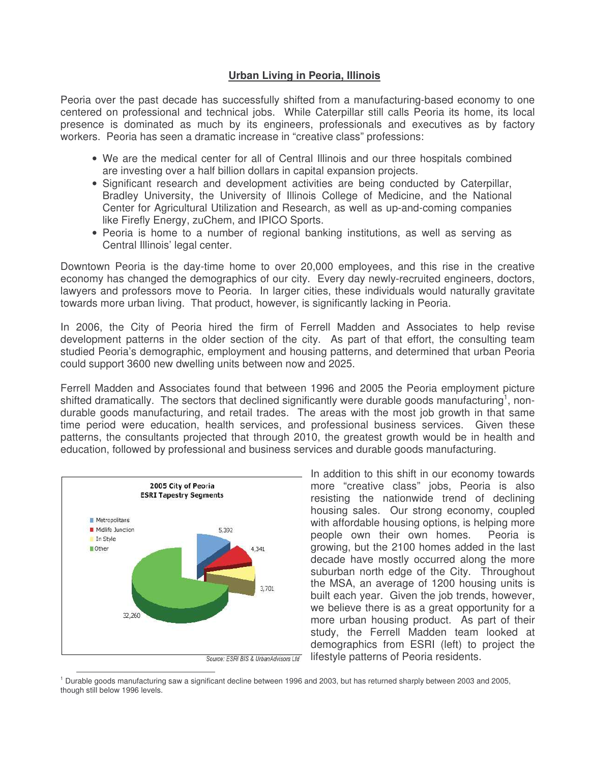## Urban Living in Peoria, Illinois

Peoria over the past decade has successfully shifted from a manufacturing-based economy to one centered on professional and technical jobs. While Caterpillar still calls Peoria its home, its local presence is dominated as much by its engineers, professionals and executives as by factory workers. Peoria has seen a dramatic increase in "creative class" professions:

- We are the medical center for all of Central Illinois and our three hospitals combined are investing over a half billion dollars in capital expansion projects.
- Significant research and development activities are being conducted by Caterpillar, Bradley University, the University of Illinois College of Medicine, and the National Center for Agricultural Utilization and Research, as well as up-and-coming companies like Firefly Energy, zuChem, and IPICO Sports.
- Peoria is home to a number of regional banking institutions, as well as serving as Central Illinois' legal center.

Downtown Peoria is the day-time home to over 20,000 employees, and this rise in the creative economy has changed the demographics of our city. Every day newly-recruited engineers, doctors, lawyers and professors move to Peoria. In larger cities, these individuals would naturally gravitate towards more urban living. That product, however, is significantly lacking in Peoria.

In 2006, the City of Peoria hired the firm of Ferrell Madden and Associates to help revise development patterns in the older section of the city. As part of that effort, the consulting team studied Peoria's demographic, employment and housing patterns, and determined that urban Peoria could support 3600 new dwelling units between now and 2025.

Ferrell Madden and Associates found that between 1996 and 2005 the Peoria employment picture shifted dramatically. The sectors that declined significantly were durable goods manufacturing[1], non-durable goods manufacturing, and retail trades. The areas with the most job growth in that same time period were education, health services, and professional business services. Given these patterns, the consultants projected that through 2010, the greatest growth would be in health and education, followed by professional and business services and durable goods manufacturing.

**2005 City of Peoria ESRI Tapestry Segments**

| Segment | Value |
|---|---|
| Metropolitans | 5,392 |
| Midlife Junction | 4,341 |
| In Style | 3,701 |
| Other | 32,260 |

*Source: ESRI BIS & UrbanAdvisors Ltd*

In addition to this shift in our economy towards more "creative class" jobs, Peoria is also resisting the nationwide trend of declining housing sales. Our strong economy, coupled with affordable housing options, is helping more people own their own homes. Peoria is growing, but the 2100 homes added in the last decade have mostly occurred along the more suburban north edge of the City. Throughout the MSA, an average of 1200 housing units is built each year. Given the job trends, however, we believe there is as a great opportunity for a more urban housing product. As part of their study, the Ferrell Madden team looked at demographics from ESRI (left) to project the lifestyle patterns of Peoria residents.

---

[1] Durable goods manufacturing saw a significant decline between 1996 and 2003, but has returned sharply between 2003 and 2005, though still below 1996 levels.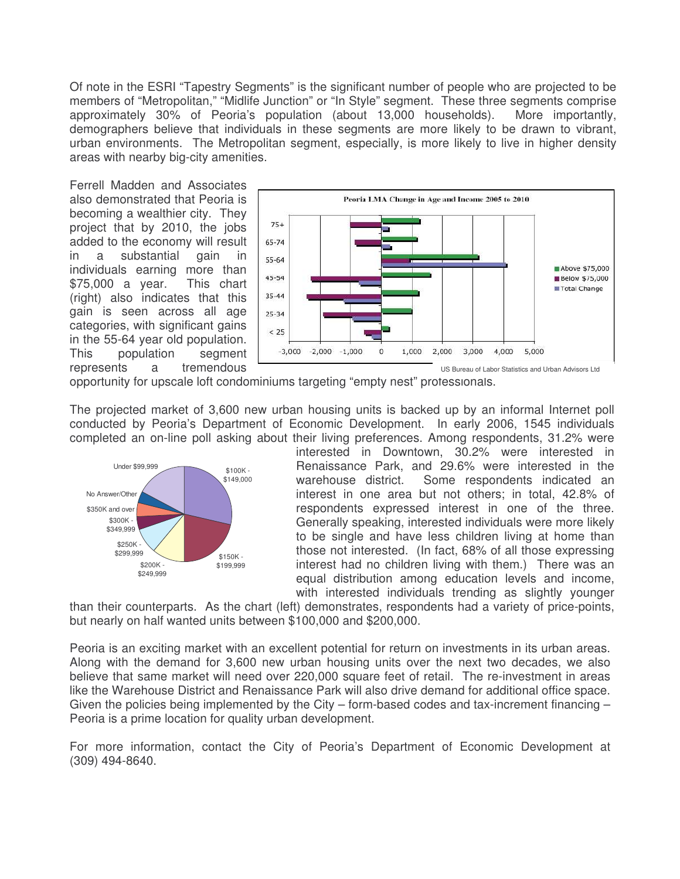Of note in the ESRI "Tapestry Segments" is the significant number of people who are projected to be members of "Metropolitan," "Midlife Junction" or "In Style" segment. These three segments comprise approximately 30% of Peoria's population (about 13,000 households). More importantly, demographers believe that individuals in these segments are more likely to be drawn to vibrant, urban environments. The Metropolitan segment, especially, is more likely to live in higher density areas with nearby big-city amenities.

Ferrell Madden and Associates also demonstrated that Peoria is becoming a wealthier city. They project that by 2010, the jobs added to the economy will result in a substantial gain in individuals earning more than $75,000 a year. This chart (right) also indicates that this gain is seen across all age categories, with significant gains in the 55-64 year old population. This population segment represents a tremendous opportunity for upscale loft condominiums targeting "empty nest" professionals.

Peoria LMA Change in Age and Income 2005 to 2010

75+
65-74
55-64
45-54
35-44
25-34
< 25

-3,000 -2,000 -1,000 0 1,000 2,000 3,000 4,000 5,000

Above $75,000
Below $75,000
Total Change

US Bureau of Labor Statistics and Urban Advisors Ltd

The projected market of 3,600 new urban housing units is backed up by an informal Internet poll conducted by Peoria's Department of Economic Development. In early 2006, 1545 individuals completed an on-line poll asking about their living preferences. Among respondents, 31.2% were interested in Downtown, 30.2% were interested in Renaissance Park, and 29.6% were interested in the warehouse district. Some respondents indicated an interest in one area but not others; in total, 42.8% of respondents expressed interest in one of the three. Generally speaking, interested individuals were more likely to be single and have less children living at home than those not interested. (In fact, 68% of all those expressing interest had no children living with them.) There was an equal distribution among education levels and income, with interested individuals trending as slightly younger than their counterparts. As the chart (left) demonstrates, respondents had a variety of price-points, but nearly on half wanted units between $100,000 and $200,000.

Under $99,999
$100K - $149,000
No Answer/Other
$350K and over
$300K - $349,999
$250K - $299,999
$200K - $249,999
$150K - $199,999

Peoria is an exciting market with an excellent potential for return on investments in its urban areas. Along with the demand for 3,600 new urban housing units over the next two decades, we also believe that same market will need over 220,000 square feet of retail. The re-investment in areas like the Warehouse District and Renaissance Park will also drive demand for additional office space. Given the policies being implemented by the City – form-based codes and tax-increment financing – Peoria is a prime location for quality urban development.

For more information, contact the City of Peoria's Department of Economic Development at (309) 494-8640.